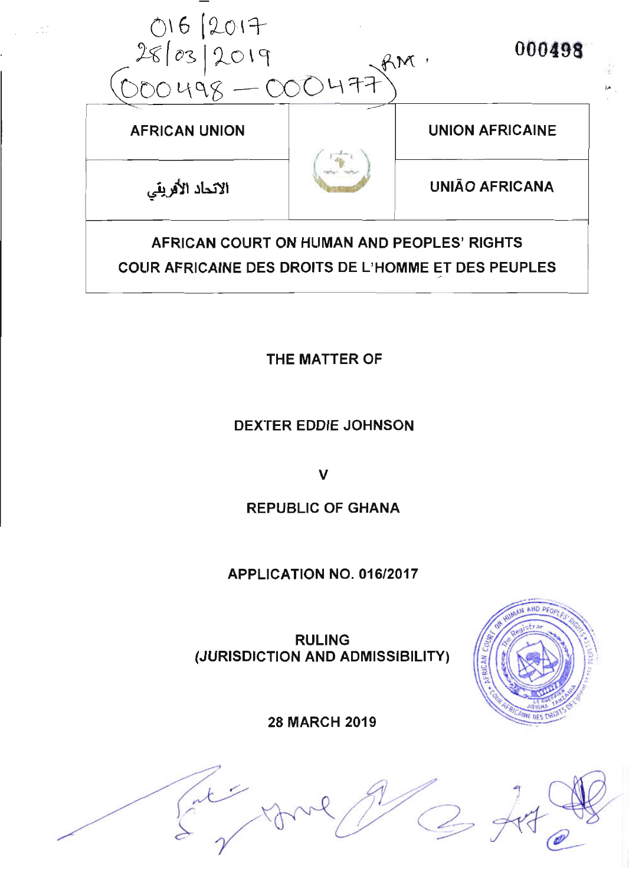| AFRICAN UNION | | UNION AFRICAINE |
| --- | --- | --- |
| الاتحاد الأفريقي | | UNIÃO AFRICANA |

**AFRICAN COURT ON HUMAN AND PEOPLES' RIGHTS**

**COUR AFRICAINE DES DROITS DE L'HOMME ET DES PEUPLES**

**THE MATTER OF**

**DEXTER EDDIE JOHNSON**

**V**

**REPUBLIC OF GHANA**

**APPLICATION NO. 016/2017**

**RULING**
**(JURISDICTION AND ADMISSIBILITY)**

**28 MARCH 2019**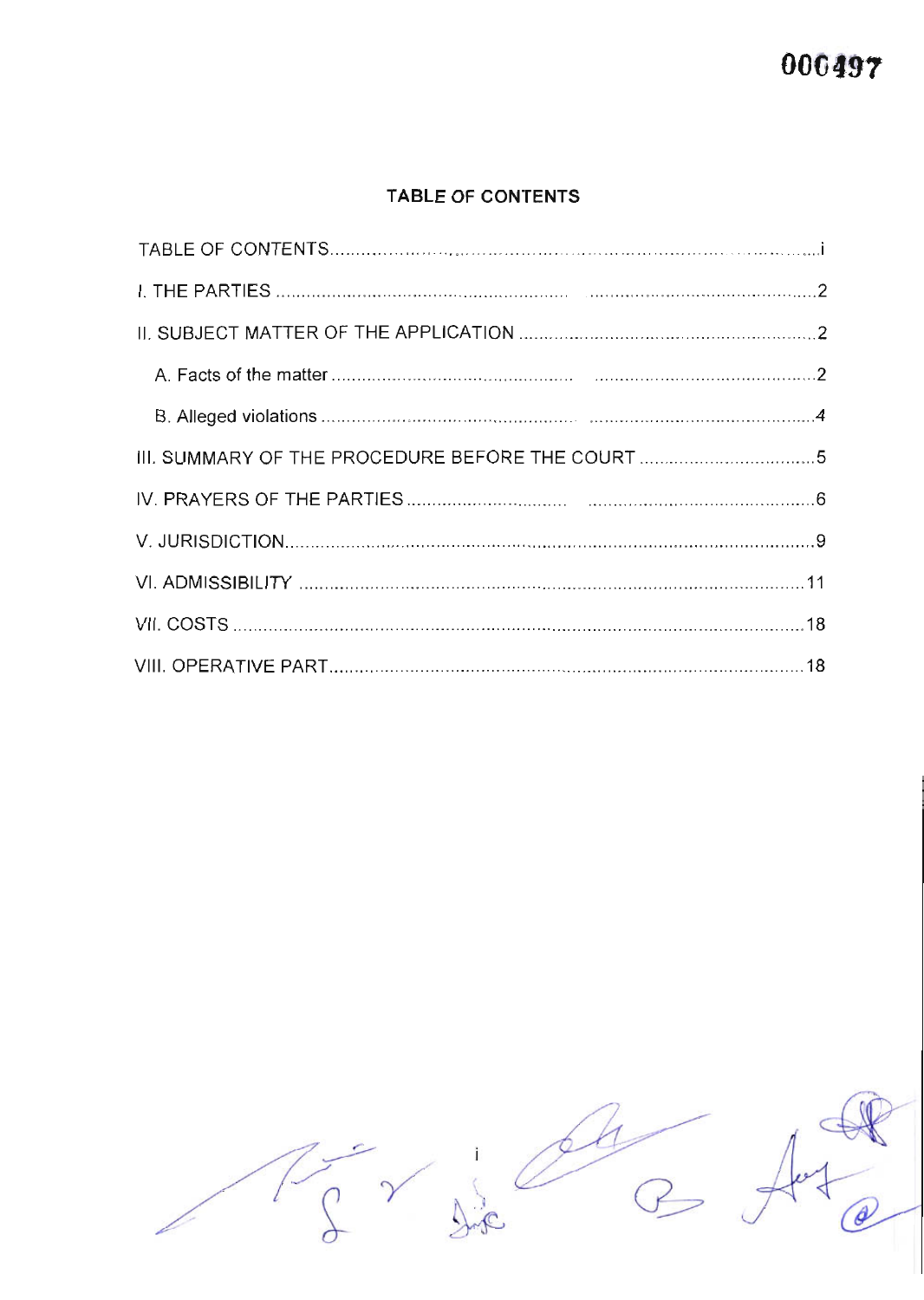## TABLE OF CONTENTS

| | |
|---|---|
| TABLE OF CONTENTS | i |
| I. THE PARTIES | 2 |
| II. SUBJECT MATTER OF THE APPLICATION | 2 |
| A. Facts of the matter | 2 |
| B. Alleged violations | 4 |
| III. SUMMARY OF THE PROCEDURE BEFORE THE COURT | 5 |
| IV. PRAYERS OF THE PARTIES | 6 |
| V. JURISDICTION | 9 |
| VI. ADMISSIBILITY | 11 |
| VII. COSTS | 18 |
| VIII. OPERATIVE PART | 18 |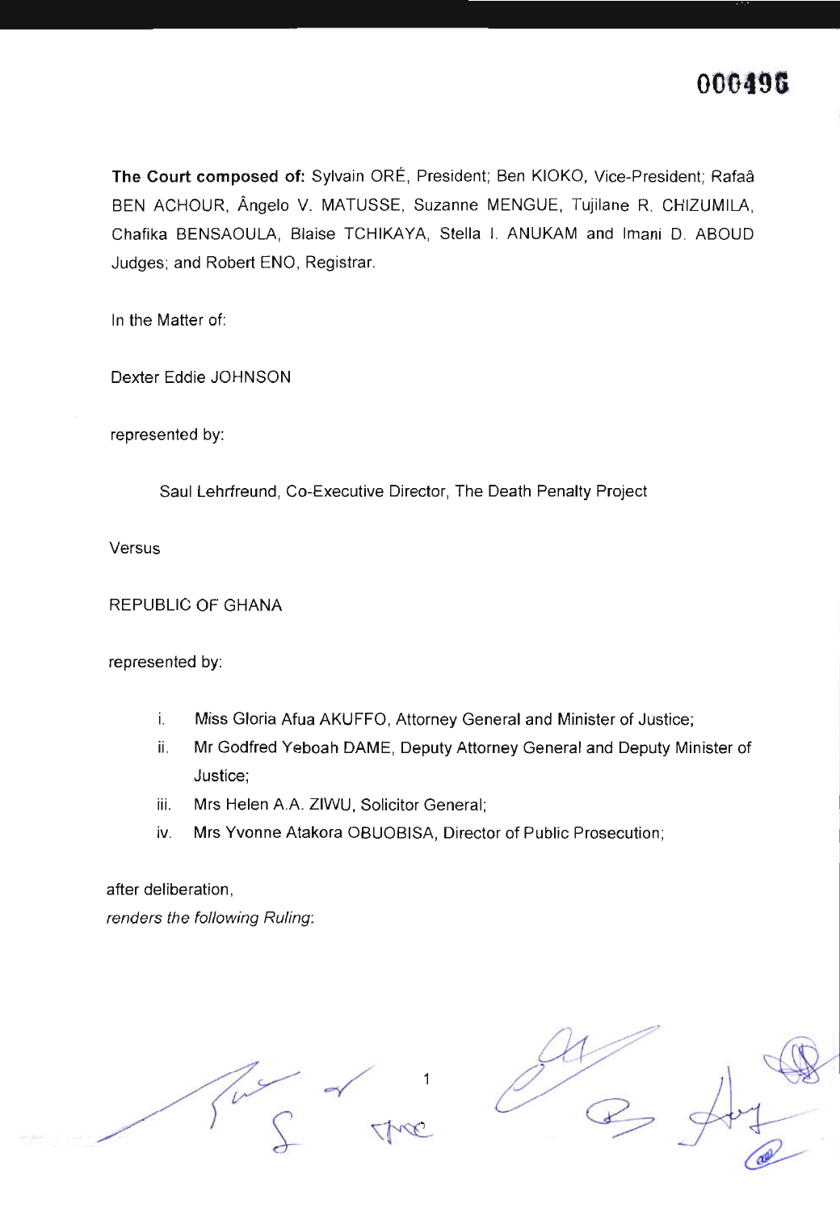**The Court composed of:** Sylvain ORÉ, President; Ben KIOKO, Vice-President; Rafaâ BEN ACHOUR, Ângelo V. MATUSSE, Suzanne MENGUE, Tujilane R. CHIZUMILA, Chafika BENSAOULA, Blaise TCHIKAYA, Stella I. ANUKAM and Imani D. ABOUD Judges; and Robert ENO, Registrar.

In the Matter of:

Dexter Eddie JOHNSON

represented by:

Saul Lehrfreund, Co-Executive Director, The Death Penalty Project

Versus

REPUBLIC OF GHANA

represented by:

i. Miss Gloria Afua AKUFFO, Attorney General and Minister of Justice;
ii. Mr Godfred Yeboah DAME, Deputy Attorney General and Deputy Minister of Justice;
iii. Mrs Helen A.A. ZIWU, Solicitor General;
iv. Mrs Yvonne Atakora OBUOBISA, Director of Public Prosecution;

after deliberation,

*renders the following Ruling:*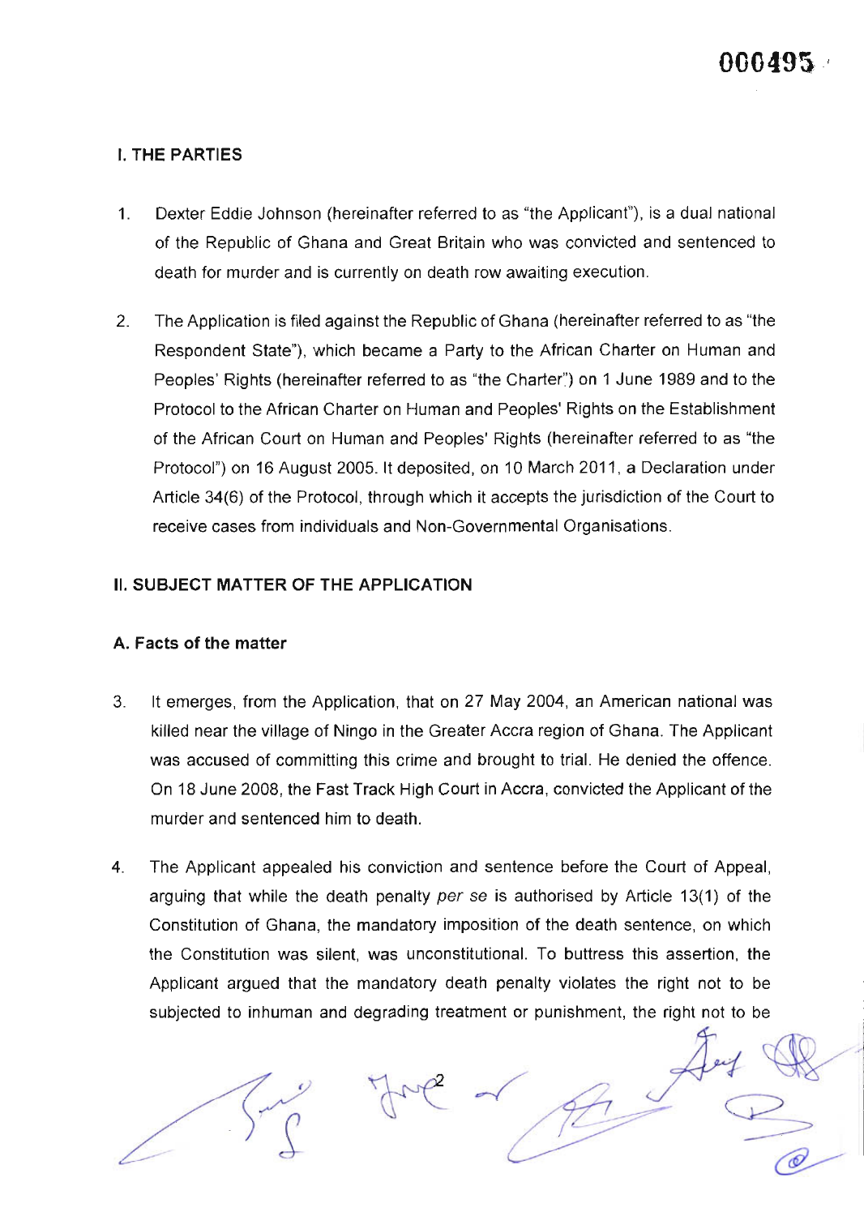## I. THE PARTIES

1. Dexter Eddie Johnson (hereinafter referred to as "the Applicant"), is a dual national of the Republic of Ghana and Great Britain who was convicted and sentenced to death for murder and is currently on death row awaiting execution.

2. The Application is filed against the Republic of Ghana (hereinafter referred to as "the Respondent State"), which became a Party to the African Charter on Human and Peoples' Rights (hereinafter referred to as "the Charter") on 1 June 1989 and to the Protocol to the African Charter on Human and Peoples' Rights on the Establishment of the African Court on Human and Peoples' Rights (hereinafter referred to as "the Protocol") on 16 August 2005. It deposited, on 10 March 2011, a Declaration under Article 34(6) of the Protocol, through which it accepts the jurisdiction of the Court to receive cases from individuals and Non-Governmental Organisations.

## II. SUBJECT MATTER OF THE APPLICATION

### A. Facts of the matter

3. It emerges, from the Application, that on 27 May 2004, an American national was killed near the village of Ningo in the Greater Accra region of Ghana. The Applicant was accused of committing this crime and brought to trial. He denied the offence. On 18 June 2008, the Fast Track High Court in Accra, convicted the Applicant of the murder and sentenced him to death.

4. The Applicant appealed his conviction and sentence before the Court of Appeal, arguing that while the death penalty *per se* is authorised by Article 13(1) of the Constitution of Ghana, the mandatory imposition of the death sentence, on which the Constitution was silent, was unconstitutional. To buttress this assertion, the Applicant argued that the mandatory death penalty violates the right not to be subjected to inhuman and degrading treatment or punishment, the right not to be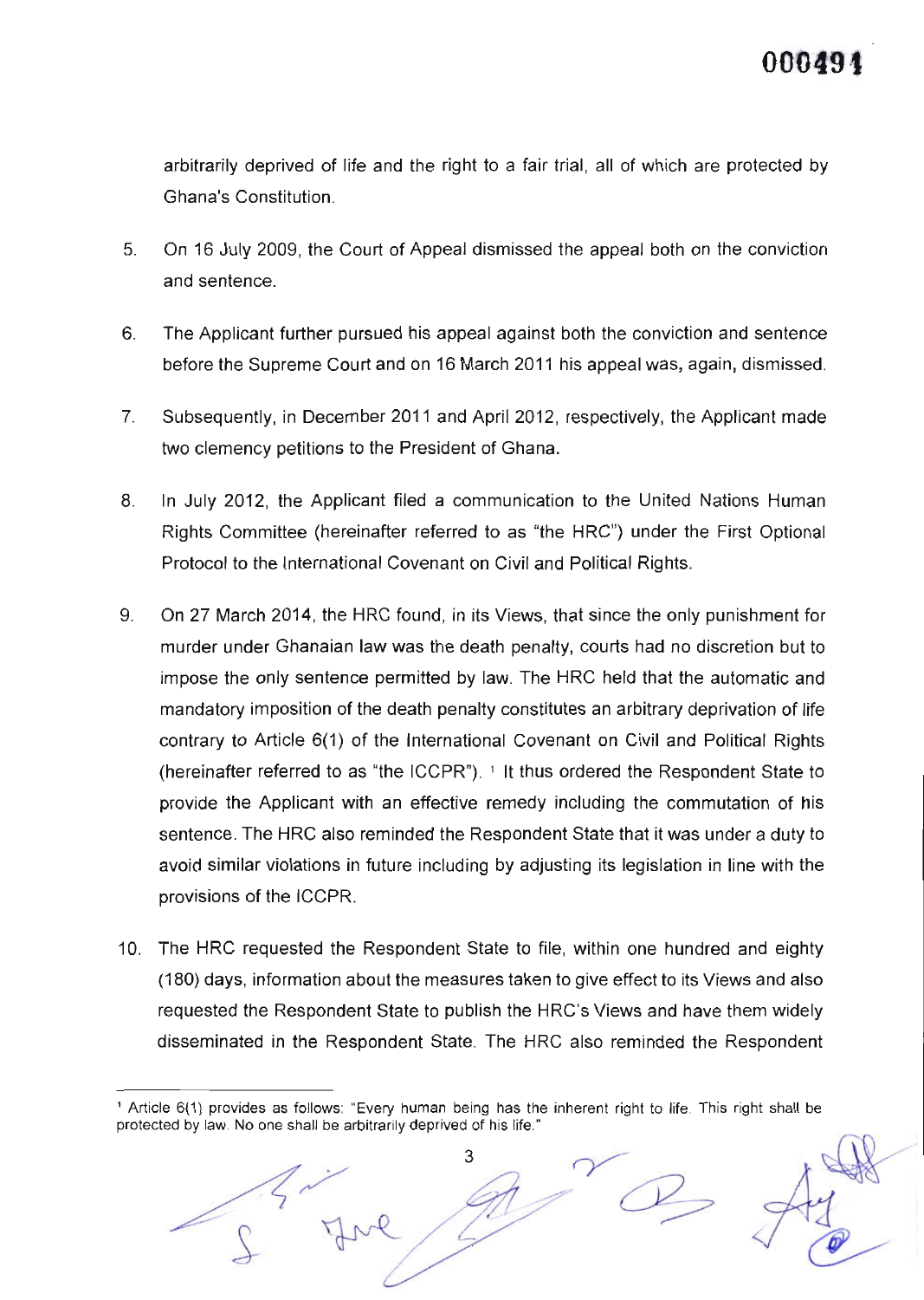arbitrarily deprived of life and the right to a fair trial, all of which are protected by Ghana's Constitution.

5. On 16 July 2009, the Court of Appeal dismissed the appeal both on the conviction and sentence.

6. The Applicant further pursued his appeal against both the conviction and sentence before the Supreme Court and on 16 March 2011 his appeal was, again, dismissed.

7. Subsequently, in December 2011 and April 2012, respectively, the Applicant made two clemency petitions to the President of Ghana.

8. In July 2012, the Applicant filed a communication to the United Nations Human Rights Committee (hereinafter referred to as "the HRC") under the First Optional Protocol to the International Covenant on Civil and Political Rights.

9. On 27 March 2014, the HRC found, in its Views, that since the only punishment for murder under Ghanaian law was the death penalty, courts had no discretion but to impose the only sentence permitted by law. The HRC held that the automatic and mandatory imposition of the death penalty constitutes an arbitrary deprivation of life contrary to Article 6(1) of the International Covenant on Civil and Political Rights (hereinafter referred to as "the ICCPR").[1] It thus ordered the Respondent State to provide the Applicant with an effective remedy including the commutation of his sentence. The HRC also reminded the Respondent State that it was under a duty to avoid similar violations in future including by adjusting its legislation in line with the provisions of the ICCPR.

10. The HRC requested the Respondent State to file, within one hundred and eighty (180) days, information about the measures taken to give effect to its Views and also requested the Respondent State to publish the HRC's Views and have them widely disseminated in the Respondent State. The HRC also reminded the Respondent

[1] Article 6(1) provides as follows: "Every human being has the inherent right to life. This right shall be protected by law. No one shall be arbitrarily deprived of his life."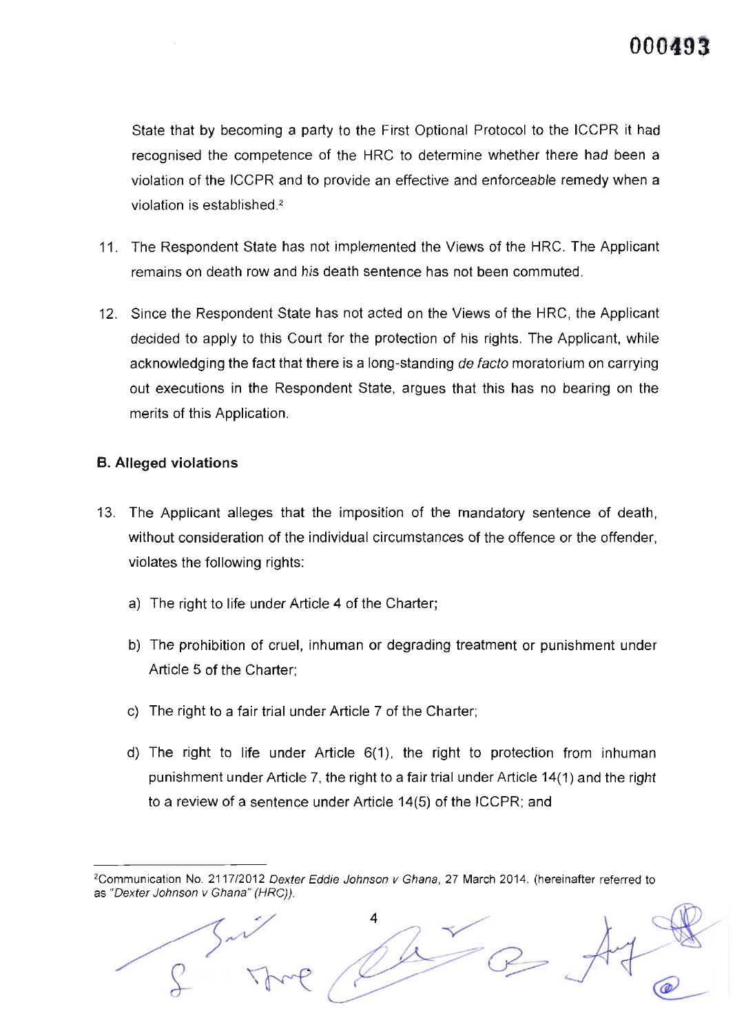State that by becoming a party to the First Optional Protocol to the ICCPR it had recognised the competence of the HRC to determine whether there had been a violation of the ICCPR and to provide an effective and enforceable remedy when a violation is established.[2]

11. The Respondent State has not implemented the Views of the HRC. The Applicant remains on death row and his death sentence has not been commuted.

12. Since the Respondent State has not acted on the Views of the HRC, the Applicant decided to apply to this Court for the protection of his rights. The Applicant, while acknowledging the fact that there is a long-standing *de facto* moratorium on carrying out executions in the Respondent State, argues that this has no bearing on the merits of this Application.

### B. Alleged violations

13. The Applicant alleges that the imposition of the mandatory sentence of death, without consideration of the individual circumstances of the offence or the offender, violates the following rights:

    a) The right to life under Article 4 of the Charter;

    b) The prohibition of cruel, inhuman or degrading treatment or punishment under Article 5 of the Charter;

    c) The right to a fair trial under Article 7 of the Charter;

    d) The right to life under Article 6(1), the right to protection from inhuman punishment under Article 7, the right to a fair trial under Article 14(1) and the right to a review of a sentence under Article 14(5) of the ICCPR; and

---

[2]Communication No. 2117/2012 *Dexter Eddie Johnson v Ghana*, 27 March 2014. (hereinafter referred to as "*Dexter Johnson v Ghana" (HRC)).*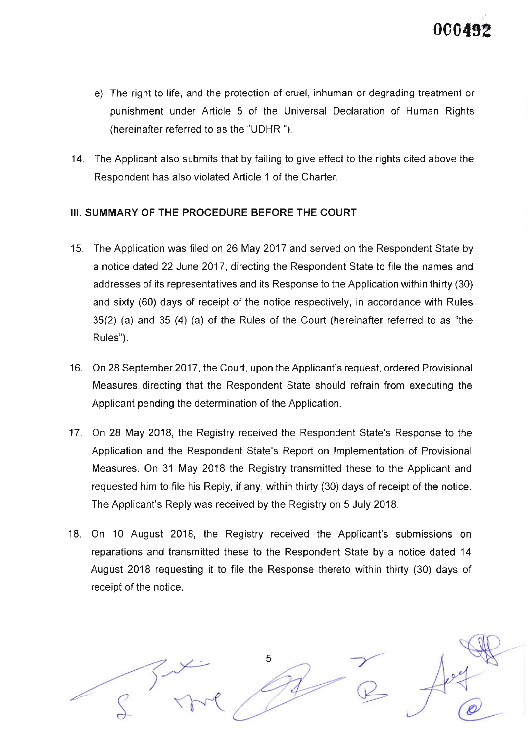e) The right to life, and the protection of cruel, inhuman or degrading treatment or punishment under Article 5 of the Universal Declaration of Human Rights (hereinafter referred to as the "UDHR ").

14. The Applicant also submits that by failing to give effect to the rights cited above the Respondent has also violated Article 1 of the Charter.

## III. SUMMARY OF THE PROCEDURE BEFORE THE COURT

15. The Application was filed on 26 May 2017 and served on the Respondent State by a notice dated 22 June 2017, directing the Respondent State to file the names and addresses of its representatives and its Response to the Application within thirty (30) and sixty (60) days of receipt of the notice respectively, in accordance with Rules 35(2) (a) and 35 (4) (a) of the Rules of the Court (hereinafter referred to as "the Rules").

16. On 28 September 2017, the Court, upon the Applicant's request, ordered Provisional Measures directing that the Respondent State should refrain from executing the Applicant pending the determination of the Application.

17. On 28 May 2018, the Registry received the Respondent State's Response to the Application and the Respondent State's Report on Implementation of Provisional Measures. On 31 May 2018 the Registry transmitted these to the Applicant and requested him to file his Reply, if any, within thirty (30) days of receipt of the notice. The Applicant's Reply was received by the Registry on 5 July 2018.

18. On 10 August 2018, the Registry received the Applicant's submissions on reparations and transmitted these to the Respondent State by a notice dated 14 August 2018 requesting it to file the Response thereto within thirty (30) days of receipt of the notice.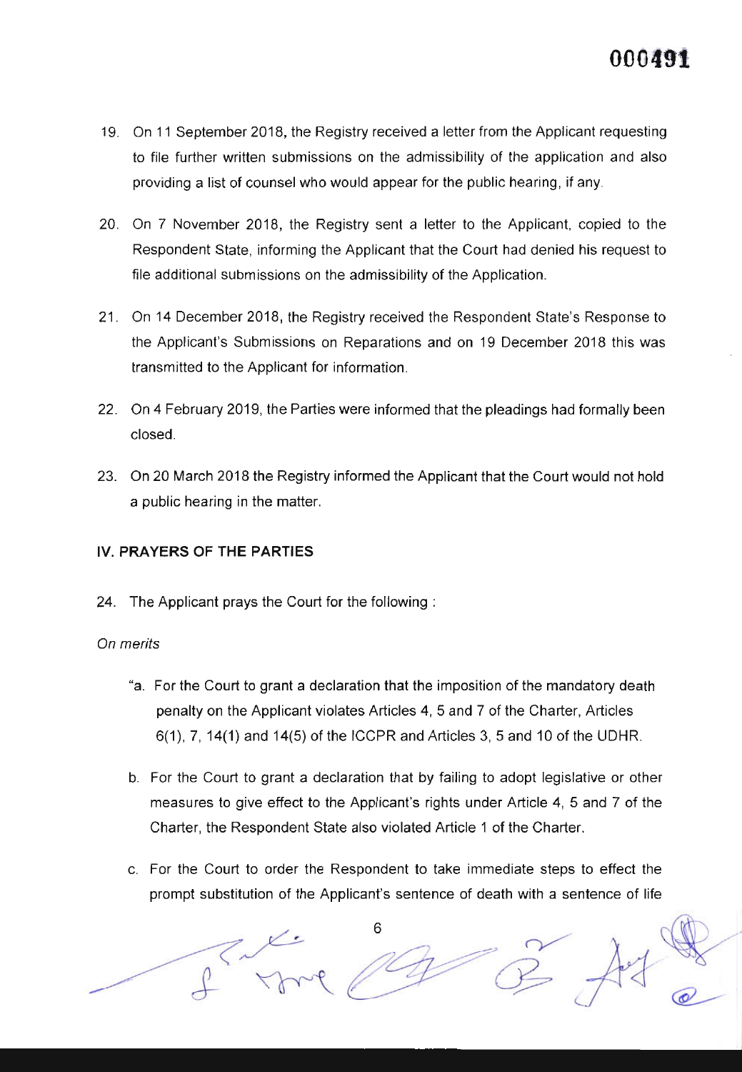19. On 11 September 2018, the Registry received a letter from the Applicant requesting to file further written submissions on the admissibility of the application and also providing a list of counsel who would appear for the public hearing, if any.

20. On 7 November 2018, the Registry sent a letter to the Applicant, copied to the Respondent State, informing the Applicant that the Court had denied his request to file additional submissions on the admissibility of the Application.

21. On 14 December 2018, the Registry received the Respondent State's Response to the Applicant's Submissions on Reparations and on 19 December 2018 this was transmitted to the Applicant for information.

22. On 4 February 2019, the Parties were informed that the pleadings had formally been closed.

23. On 20 March 2018 the Registry informed the Applicant that the Court would not hold a public hearing in the matter.

## IV. PRAYERS OF THE PARTIES

24. The Applicant prays the Court for the following :

*On merits*

"a. For the Court to grant a declaration that the imposition of the mandatory death penalty on the Applicant violates Articles 4, 5 and 7 of the Charter, Articles 6(1), 7, 14(1) and 14(5) of the ICCPR and Articles 3, 5 and 10 of the UDHR.

b. For the Court to grant a declaration that by failing to adopt legislative or other measures to give effect to the Applicant's rights under Article 4, 5 and 7 of the Charter, the Respondent State also violated Article 1 of the Charter.

c. For the Court to order the Respondent to take immediate steps to effect the prompt substitution of the Applicant's sentence of death with a sentence of life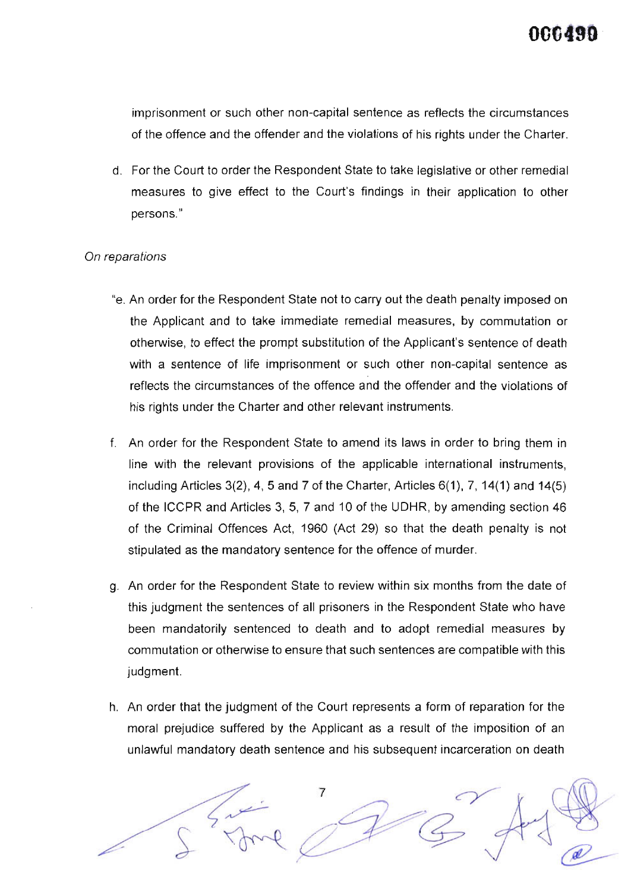imprisonment or such other non-capital sentence as reflects the circumstances of the offence and the offender and the violations of his rights under the Charter.

d. For the Court to order the Respondent State to take legislative or other remedial measures to give effect to the Court's findings in their application to other persons."

*On reparations*

"e. An order for the Respondent State not to carry out the death penalty imposed on the Applicant and to take immediate remedial measures, by commutation or otherwise, to effect the prompt substitution of the Applicant's sentence of death with a sentence of life imprisonment or such other non-capital sentence as reflects the circumstances of the offence and the offender and the violations of his rights under the Charter and other relevant instruments.

f. An order for the Respondent State to amend its laws in order to bring them in line with the relevant provisions of the applicable international instruments, including Articles 3(2), 4, 5 and 7 of the Charter, Articles 6(1), 7, 14(1) and 14(5) of the ICCPR and Articles 3, 5, 7 and 10 of the UDHR, by amending section 46 of the Criminal Offences Act, 1960 (Act 29) so that the death penalty is not stipulated as the mandatory sentence for the offence of murder.

g. An order for the Respondent State to review within six months from the date of this judgment the sentences of all prisoners in the Respondent State who have been mandatorily sentenced to death and to adopt remedial measures by commutation or otherwise to ensure that such sentences are compatible with this judgment.

h. An order that the judgment of the Court represents a form of reparation for the moral prejudice suffered by the Applicant as a result of the imposition of an unlawful mandatory death sentence and his subsequent incarceration on death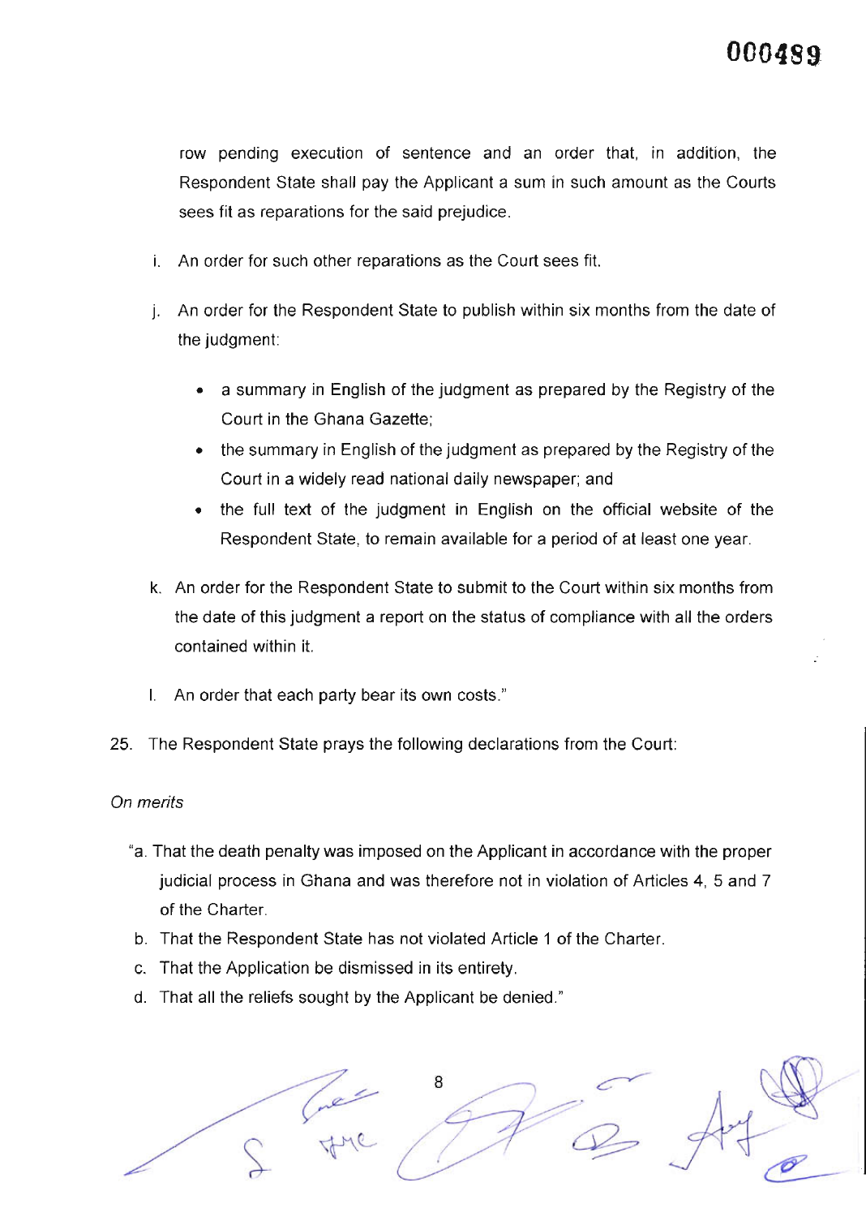row pending execution of sentence and an order that, in addition, the Respondent State shall pay the Applicant a sum in such amount as the Courts sees fit as reparations for the said prejudice.

i. An order for such other reparations as the Court sees fit.

j. An order for the Respondent State to publish within six months from the date of the judgment:

   - a summary in English of the judgment as prepared by the Registry of the Court in the Ghana Gazette;
   - the summary in English of the judgment as prepared by the Registry of the Court in a widely read national daily newspaper; and
   - the full text of the judgment in English on the official website of the Respondent State, to remain available for a period of at least one year.

k. An order for the Respondent State to submit to the Court within six months from the date of this judgment a report on the status of compliance with all the orders contained within it.

l. An order that each party bear its own costs."

25. The Respondent State prays the following declarations from the Court:

*On merits*

"a. That the death penalty was imposed on the Applicant in accordance with the proper judicial process in Ghana and was therefore not in violation of Articles 4, 5 and 7 of the Charter.

b. That the Respondent State has not violated Article 1 of the Charter.

c. That the Application be dismissed in its entirety.

d. That all the reliefs sought by the Applicant be denied."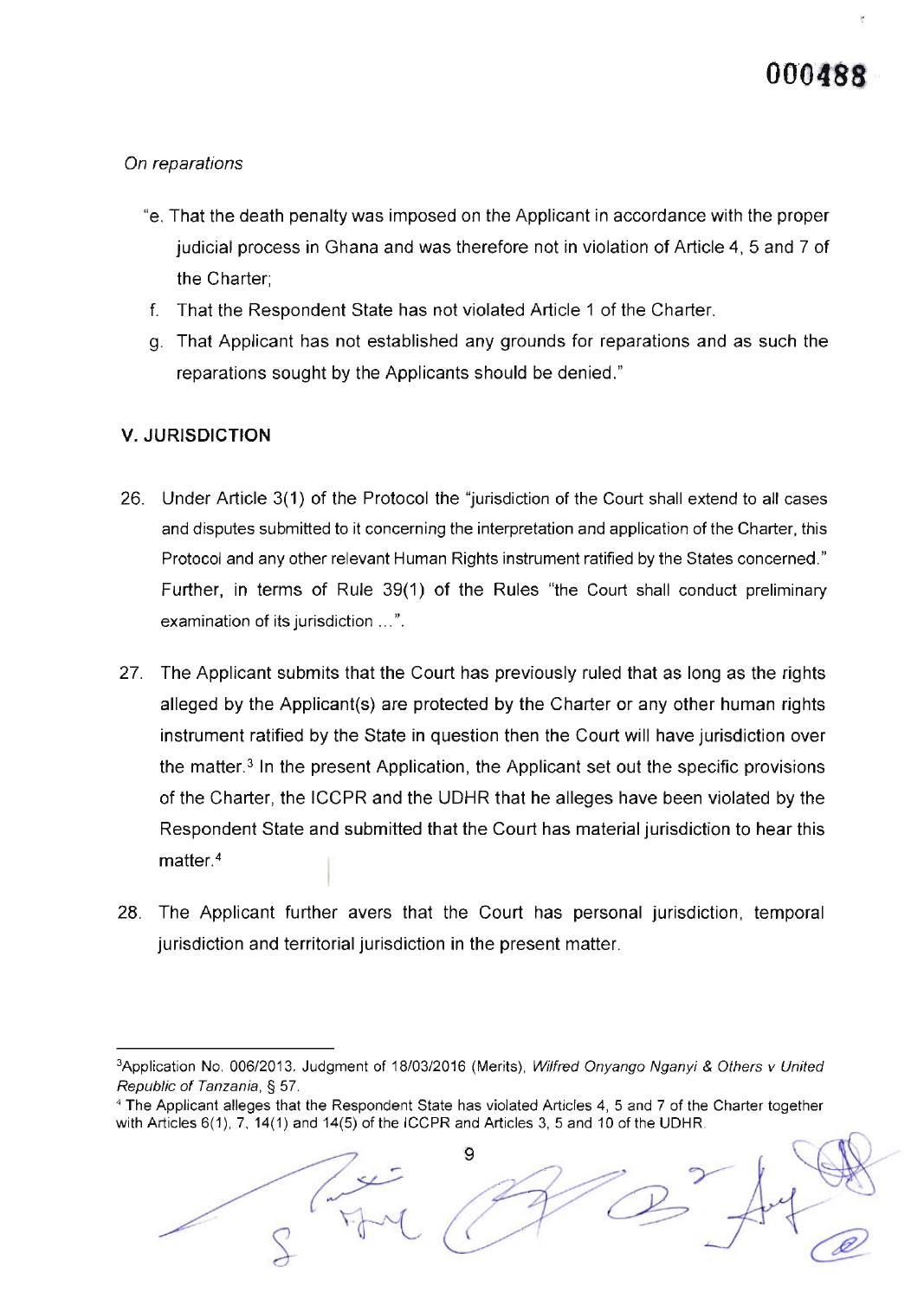*On reparations*

"e. That the death penalty was imposed on the Applicant in accordance with the proper judicial process in Ghana and was therefore not in violation of Article 4, 5 and 7 of the Charter;

f. That the Respondent State has not violated Article 1 of the Charter.

g. That Applicant has not established any grounds for reparations and as such the reparations sought by the Applicants should be denied."

## V. JURISDICTION

26. Under Article 3(1) of the Protocol the "jurisdiction of the Court shall extend to all cases and disputes submitted to it concerning the interpretation and application of the Charter, this Protocol and any other relevant Human Rights instrument ratified by the States concerned." Further, in terms of Rule 39(1) of the Rules "the Court shall conduct preliminary examination of its jurisdiction ...".

27. The Applicant submits that the Court has previously ruled that as long as the rights alleged by the Applicant(s) are protected by the Charter or any other human rights instrument ratified by the State in question then the Court will have jurisdiction over the matter.[3] In the present Application, the Applicant set out the specific provisions of the Charter, the ICCPR and the UDHR that he alleges have been violated by the Respondent State and submitted that the Court has material jurisdiction to hear this matter.[4]

28. The Applicant further avers that the Court has personal jurisdiction, temporal jurisdiction and territorial jurisdiction in the present matter.

---

[3] Application No. 006/2013. Judgment of 18/03/2016 (Merits), *Wilfred Onyango Nganyi & Others v United Republic of Tanzania*, § 57.

[4] The Applicant alleges that the Respondent State has violated Articles 4, 5 and 7 of the Charter together with Articles 6(1), 7, 14(1) and 14(5) of the ICCPR and Articles 3, 5 and 10 of the UDHR.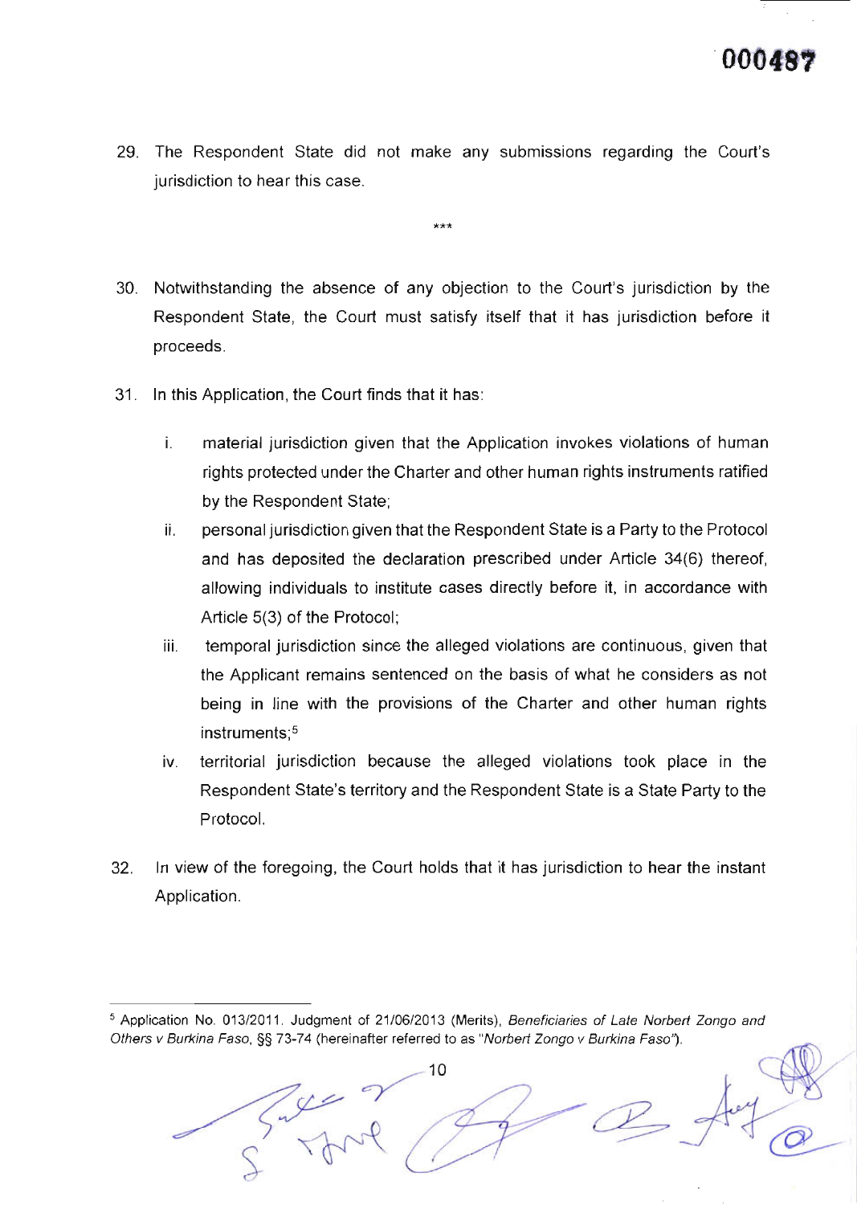29. The Respondent State did not make any submissions regarding the Court's jurisdiction to hear this case.

***

30. Notwithstanding the absence of any objection to the Court's jurisdiction by the Respondent State, the Court must satisfy itself that it has jurisdiction before it proceeds.

31. In this Application, the Court finds that it has:

    i. material jurisdiction given that the Application invokes violations of human rights protected under the Charter and other human rights instruments ratified by the Respondent State;

    ii. personal jurisdiction given that the Respondent State is a Party to the Protocol and has deposited the declaration prescribed under Article 34(6) thereof, allowing individuals to institute cases directly before it, in accordance with Article 5(3) of the Protocol;

    iii. temporal jurisdiction since the alleged violations are continuous, given that the Applicant remains sentenced on the basis of what he considers as not being in line with the provisions of the Charter and other human rights instruments;[5]

    iv. territorial jurisdiction because the alleged violations took place in the Respondent State's territory and the Respondent State is a State Party to the Protocol.

32. In view of the foregoing, the Court holds that it has jurisdiction to hear the instant Application.

---

[5] Application No. 013/2011. Judgment of 21/06/2013 (Merits), *Beneficiaries of Late Norbert Zongo and Others v Burkina Faso*, §§ 73-74 (hereinafter referred to as "*Norbert Zongo v Burkina Faso*").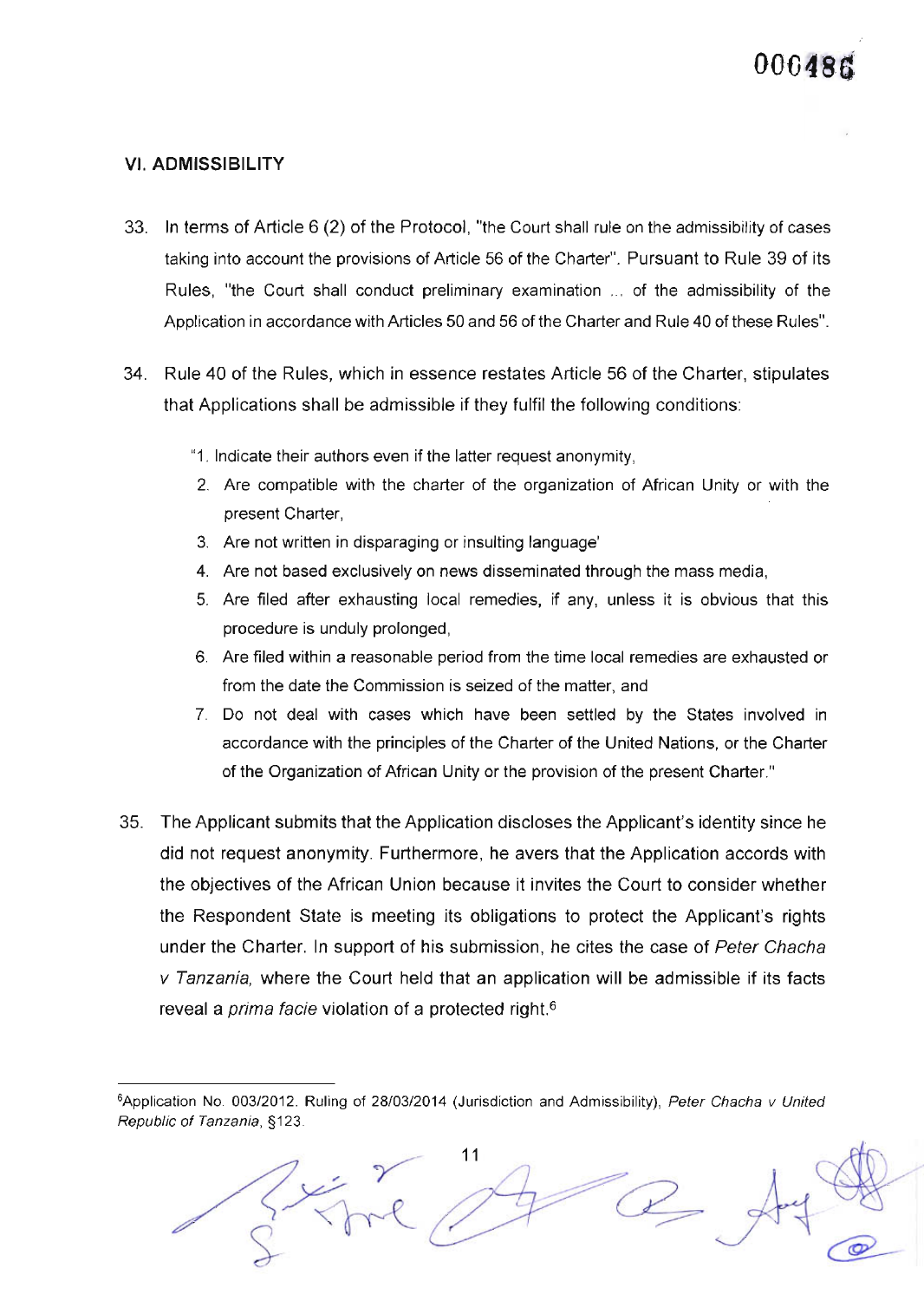## VI. ADMISSIBILITY

33. In terms of Article 6 (2) of the Protocol, "the Court shall rule on the admissibility of cases taking into account the provisions of Article 56 of the Charter". Pursuant to Rule 39 of its Rules, "the Court shall conduct preliminary examination ... of the admissibility of the Application in accordance with Articles 50 and 56 of the Charter and Rule 40 of these Rules".

34. Rule 40 of the Rules, which in essence restates Article 56 of the Charter, stipulates that Applications shall be admissible if they fulfil the following conditions:

    "1. Indicate their authors even if the latter request anonymity,
    2. Are compatible with the charter of the organization of African Unity or with the present Charter,
    3. Are not written in disparaging or insulting language'
    4. Are not based exclusively on news disseminated through the mass media,
    5. Are filed after exhausting local remedies, if any, unless it is obvious that this procedure is unduly prolonged,
    6. Are filed within a reasonable period from the time local remedies are exhausted or from the date the Commission is seized of the matter, and
    7. Do not deal with cases which have been settled by the States involved in accordance with the principles of the Charter of the United Nations, or the Charter of the Organization of African Unity or the provision of the present Charter."

35. The Applicant submits that the Application discloses the Applicant's identity since he did not request anonymity. Furthermore, he avers that the Application accords with the objectives of the African Union because it invites the Court to consider whether the Respondent State is meeting its obligations to protect the Applicant's rights under the Charter. In support of his submission, he cites the case of *Peter Chacha v Tanzania*, where the Court held that an application will be admissible if its facts reveal a *prima facie* violation of a protected right.[6]

---

[6]Application No. 003/2012. Ruling of 28/03/2014 (Jurisdiction and Admissibility), *Peter Chacha v United Republic of Tanzania*, §123.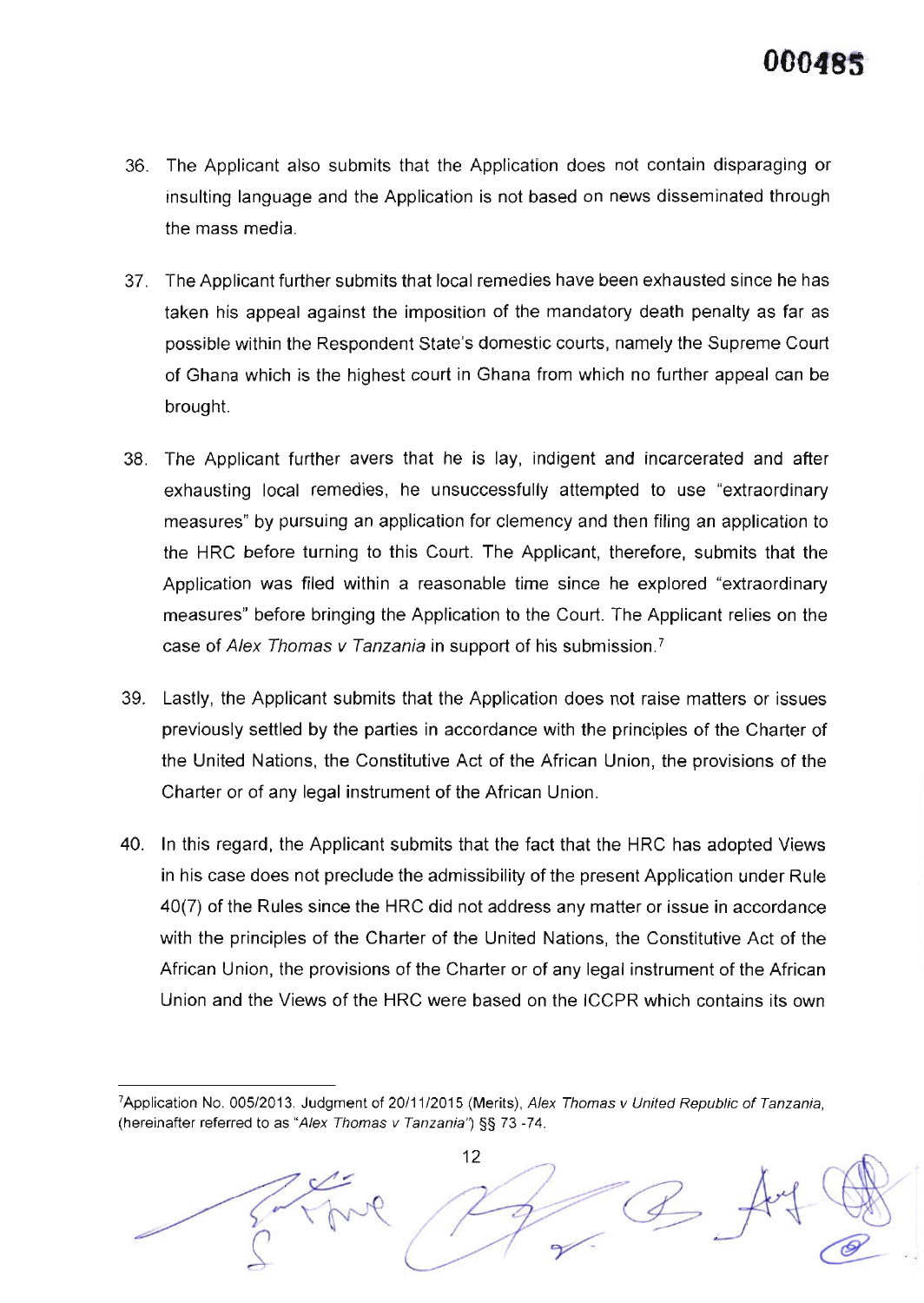36. The Applicant also submits that the Application does not contain disparaging or insulting language and the Application is not based on news disseminated through the mass media.

37. The Applicant further submits that local remedies have been exhausted since he has taken his appeal against the imposition of the mandatory death penalty as far as possible within the Respondent State's domestic courts, namely the Supreme Court of Ghana which is the highest court in Ghana from which no further appeal can be brought.

38. The Applicant further avers that he is lay, indigent and incarcerated and after exhausting local remedies, he unsuccessfully attempted to use "extraordinary measures" by pursuing an application for clemency and then filing an application to the HRC before turning to this Court. The Applicant, therefore, submits that the Application was filed within a reasonable time since he explored "extraordinary measures" before bringing the Application to the Court. The Applicant relies on the case of *Alex Thomas v Tanzania* in support of his submission.[7]

39. Lastly, the Applicant submits that the Application does not raise matters or issues previously settled by the parties in accordance with the principles of the Charter of the United Nations, the Constitutive Act of the African Union, the provisions of the Charter or of any legal instrument of the African Union.

40. In this regard, the Applicant submits that the fact that the HRC has adopted Views in his case does not preclude the admissibility of the present Application under Rule 40(7) of the Rules since the HRC did not address any matter or issue in accordance with the principles of the Charter of the United Nations, the Constitutive Act of the African Union, the provisions of the Charter or of any legal instrument of the African Union and the Views of the HRC were based on the ICCPR which contains its own

---

[7] Application No. 005/2013. Judgment of 20/11/2015 (Merits), *Alex Thomas v United Republic of Tanzania*, (hereinafter referred to as "*Alex Thomas v Tanzania*") §§ 73 -74.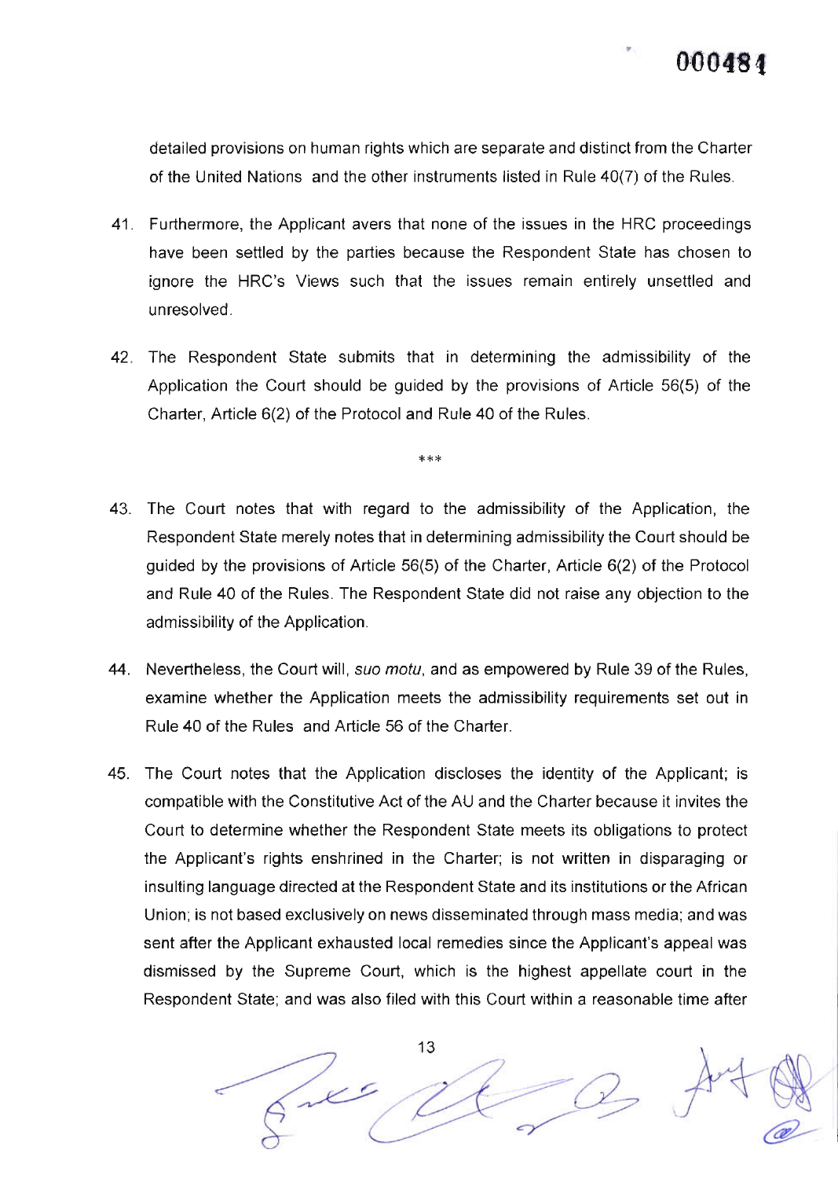detailed provisions on human rights which are separate and distinct from the Charter of the United Nations and the other instruments listed in Rule 40(7) of the Rules.

41. Furthermore, the Applicant avers that none of the issues in the HRC proceedings have been settled by the parties because the Respondent State has chosen to ignore the HRC's Views such that the issues remain entirely unsettled and unresolved.

42. The Respondent State submits that in determining the admissibility of the Application the Court should be guided by the provisions of Article 56(5) of the Charter, Article 6(2) of the Protocol and Rule 40 of the Rules.

***

43. The Court notes that with regard to the admissibility of the Application, the Respondent State merely notes that in determining admissibility the Court should be guided by the provisions of Article 56(5) of the Charter, Article 6(2) of the Protocol and Rule 40 of the Rules. The Respondent State did not raise any objection to the admissibility of the Application.

44. Nevertheless, the Court will, *suo motu*, and as empowered by Rule 39 of the Rules, examine whether the Application meets the admissibility requirements set out in Rule 40 of the Rules and Article 56 of the Charter.

45. The Court notes that the Application discloses the identity of the Applicant; is compatible with the Constitutive Act of the AU and the Charter because it invites the Court to determine whether the Respondent State meets its obligations to protect the Applicant's rights enshrined in the Charter; is not written in disparaging or insulting language directed at the Respondent State and its institutions or the African Union; is not based exclusively on news disseminated through mass media; and was sent after the Applicant exhausted local remedies since the Applicant's appeal was dismissed by the Supreme Court, which is the highest appellate court in the Respondent State; and was also filed with this Court within a reasonable time after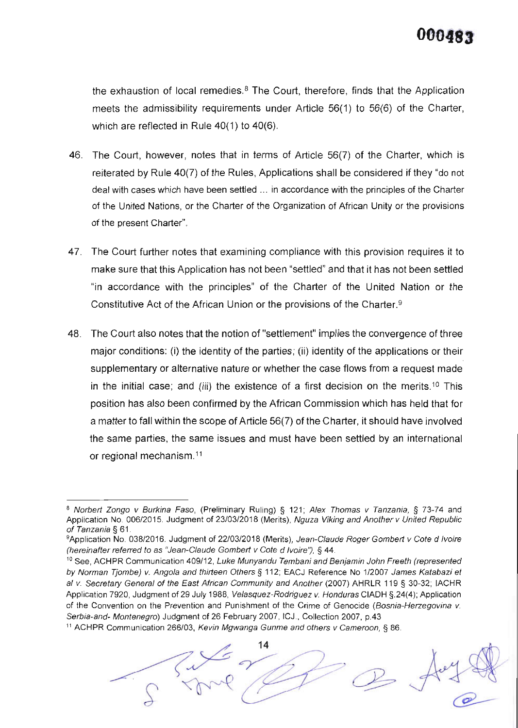the exhaustion of local remedies.[8] The Court, therefore, finds that the Application meets the admissibility requirements under Article 56(1) to 56(6) of the Charter, which are reflected in Rule 40(1) to 40(6).

46. The Court, however, notes that in terms of Article 56(7) of the Charter, which is reiterated by Rule 40(7) of the Rules, Applications shall be considered if they "do not deal with cases which have been settled … in accordance with the principles of the Charter of the United Nations, or the Charter of the Organization of African Unity or the provisions of the present Charter".

47. The Court further notes that examining compliance with this provision requires it to make sure that this Application has not been "settled" and that it has not been settled "in accordance with the principles" of the Charter of the United Nation or the Constitutive Act of the African Union or the provisions of the Charter.[9]

48. The Court also notes that the notion of "settlement" implies the convergence of three major conditions: (i) the identity of the parties; (ii) identity of the applications or their supplementary or alternative nature or whether the case flows from a request made in the initial case; and (iii) the existence of a first decision on the merits.[10] This position has also been confirmed by the African Commission which has held that for a matter to fall within the scope of Article 56(7) of the Charter, it should have involved the same parties, the same issues and must have been settled by an international or regional mechanism.[11]

---

[8] *Norbert Zongo v Burkina Faso*, (Preliminary Ruling) § 121; *Alex Thomas v Tanzania*, § 73-74 and Application No. 006/2015. Judgment of 23/03/2018 (Merits), *Nguza Viking and Another v United Republic of Tanzania* § 61.

[9] Application No. 038/2016. Judgment of 22/03/2018 (Merits), *Jean-Claude Roger Gombert v Cote d Ivoire (hereinafter referred to as "Jean-Claude Gombert v Cote d Ivoire")*, § 44.

[10] See, ACHPR Communication 409/12, *Luke Munyandu Tembani and Benjamin John Freeth (represented by Norman Tjombe) v. Angola and thirteen Others* § 112; EACJ Reference No 1/2007 *James Katabazi et al v. Secretary General of the East African Community and Another* (2007) AHRLR 119 § 30-32; IACHR Application 7920, Judgment of 29 July 1988, *Velasquez-Rodriguez v. Honduras* CIADH §.24(4); Application of the Convention on the Prevention and Punishment of the Crime of Genocide (*Bosnia-Herzegovina v. Serbia-and- Montenegro*) Judgment of 26 February 2007, ICJ., Collection 2007, p.43

[11] ACHPR Communication 266/03, *Kevin Mgwanga Gunme and others v Cameroon*, § 86.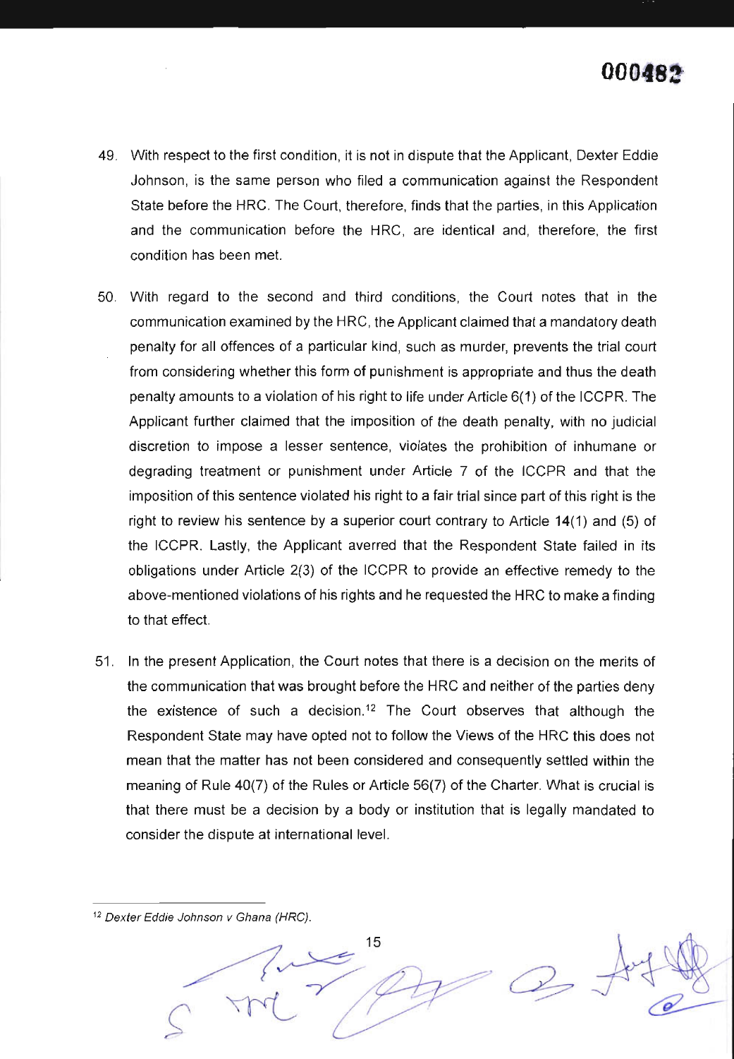49. With respect to the first condition, it is not in dispute that the Applicant, Dexter Eddie Johnson, is the same person who filed a communication against the Respondent State before the HRC. The Court, therefore, finds that the parties, in this Application and the communication before the HRC, are identical and, therefore, the first condition has been met.

50. With regard to the second and third conditions, the Court notes that in the communication examined by the HRC, the Applicant claimed that a mandatory death penalty for all offences of a particular kind, such as murder, prevents the trial court from considering whether this form of punishment is appropriate and thus the death penalty amounts to a violation of his right to life under Article 6(1) of the ICCPR. The Applicant further claimed that the imposition of the death penalty, with no judicial discretion to impose a lesser sentence, violates the prohibition of inhumane or degrading treatment or punishment under Article 7 of the ICCPR and that the imposition of this sentence violated his right to a fair trial since part of this right is the right to review his sentence by a superior court contrary to Article 14(1) and (5) of the ICCPR. Lastly, the Applicant averred that the Respondent State failed in its obligations under Article 2(3) of the ICCPR to provide an effective remedy to the above-mentioned violations of his rights and he requested the HRC to make a finding to that effect.

51. In the present Application, the Court notes that there is a decision on the merits of the communication that was brought before the HRC and neither of the parties deny the existence of such a decision.[12] The Court observes that although the Respondent State may have opted not to follow the Views of the HRC this does not mean that the matter has not been considered and consequently settled within the meaning of Rule 40(7) of the Rules or Article 56(7) of the Charter. What is crucial is that there must be a decision by a body or institution that is legally mandated to consider the dispute at international level.

---

[12] *Dexter Eddie Johnson v Ghana (HRC).*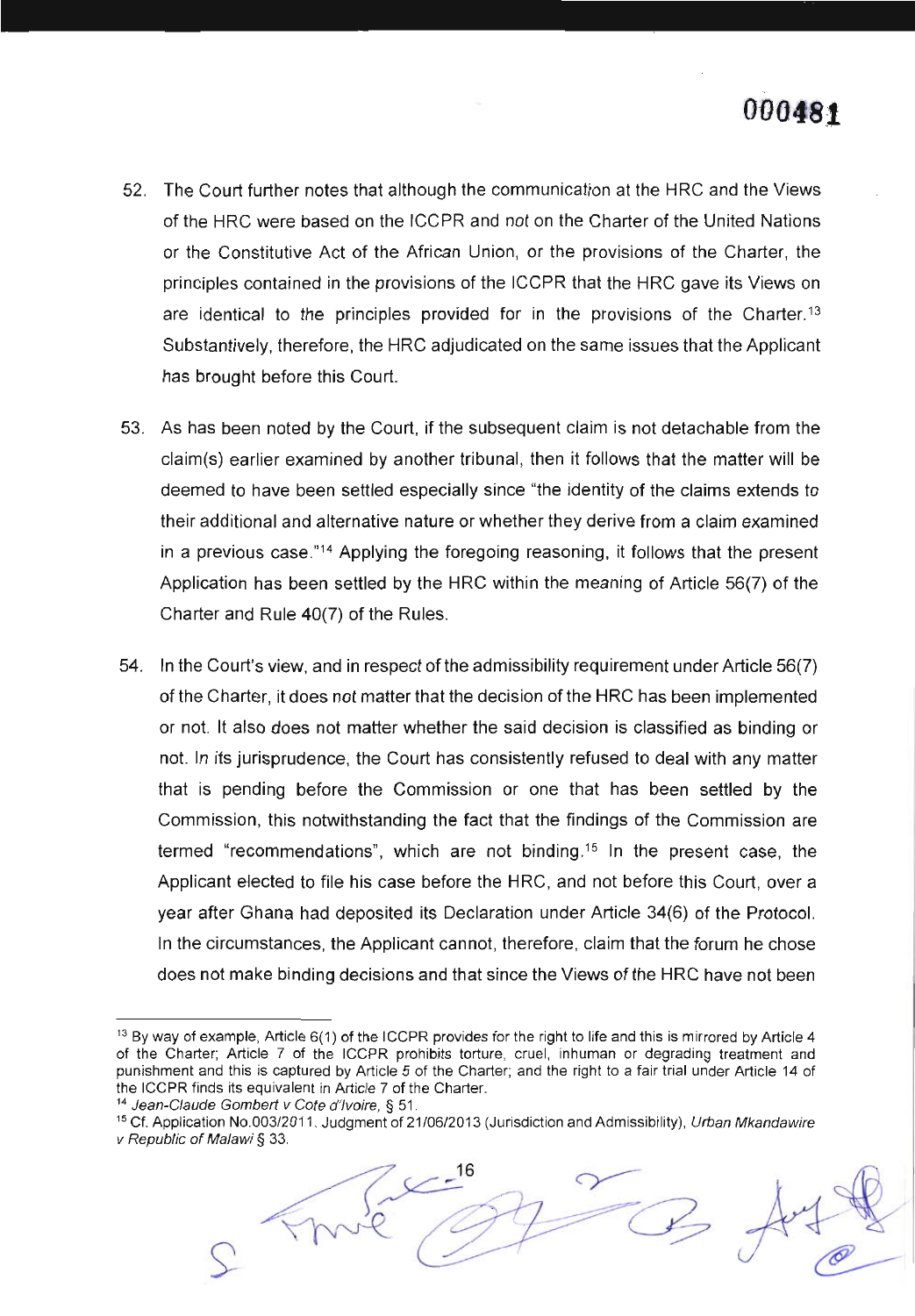52. The Court further notes that although the communication at the HRC and the Views of the HRC were based on the ICCPR and *not* on the Charter of the United Nations or the Constitutive Act of the African Union, or the provisions of the Charter, the principles contained in the provisions of the ICCPR that the HRC gave its Views on are identical to the principles provided for in the provisions of the Charter.[13] Substantively, therefore, the HRC adjudicated on the same issues that the Applicant has brought before this Court.

53. As has been noted by the Court, if the subsequent claim is not detachable from the claim(s) earlier examined by another tribunal, then it follows that the matter will be deemed to have been settled especially since "the identity of the claims extends to their additional and alternative nature or whether they derive from a claim examined in a previous case."[14] Applying the foregoing reasoning, it follows that the present Application has been settled by the HRC within the meaning of Article 56(7) of the Charter and Rule 40(7) of the Rules.

54. In the Court's view, and in respect of the admissibility requirement under Article 56(7) of the Charter, it does not matter that the decision of the HRC has been implemented or not. It also does not matter whether the said decision is classified as binding or not. In its jurisprudence, the Court has consistently refused to deal with any matter that is pending before the Commission or one that has been settled by the Commission, this notwithstanding the fact that the findings of the Commission are termed "recommendations", which are not binding.[15] In the present case, the Applicant elected to file his case before the HRC, and not before this Court, over a year after Ghana had deposited its Declaration under Article 34(6) of the Protocol. In the circumstances, the Applicant cannot, therefore, claim that the forum he chose does not make binding decisions and that since the Views of the HRC have not been

---

[13] By way of example, Article 6(1) of the ICCPR provides for the right to life and this is mirrored by Article 4 of the Charter; Article 7 of the ICCPR prohibits torture, cruel, inhuman or degrading treatment and punishment and this is captured by Article 5 of the Charter; and the right to a fair trial under Article 14 of the ICCPR finds its equivalent in Article 7 of the Charter.

[14] *Jean-Claude Gombert v Cote d'Ivoire*, § 51.

[15] Cf. Application No.003/2011. Judgment of 21/06/2013 (Jurisdiction and Admissibility), *Urban Mkandawire v Republic of Malawi* § 33.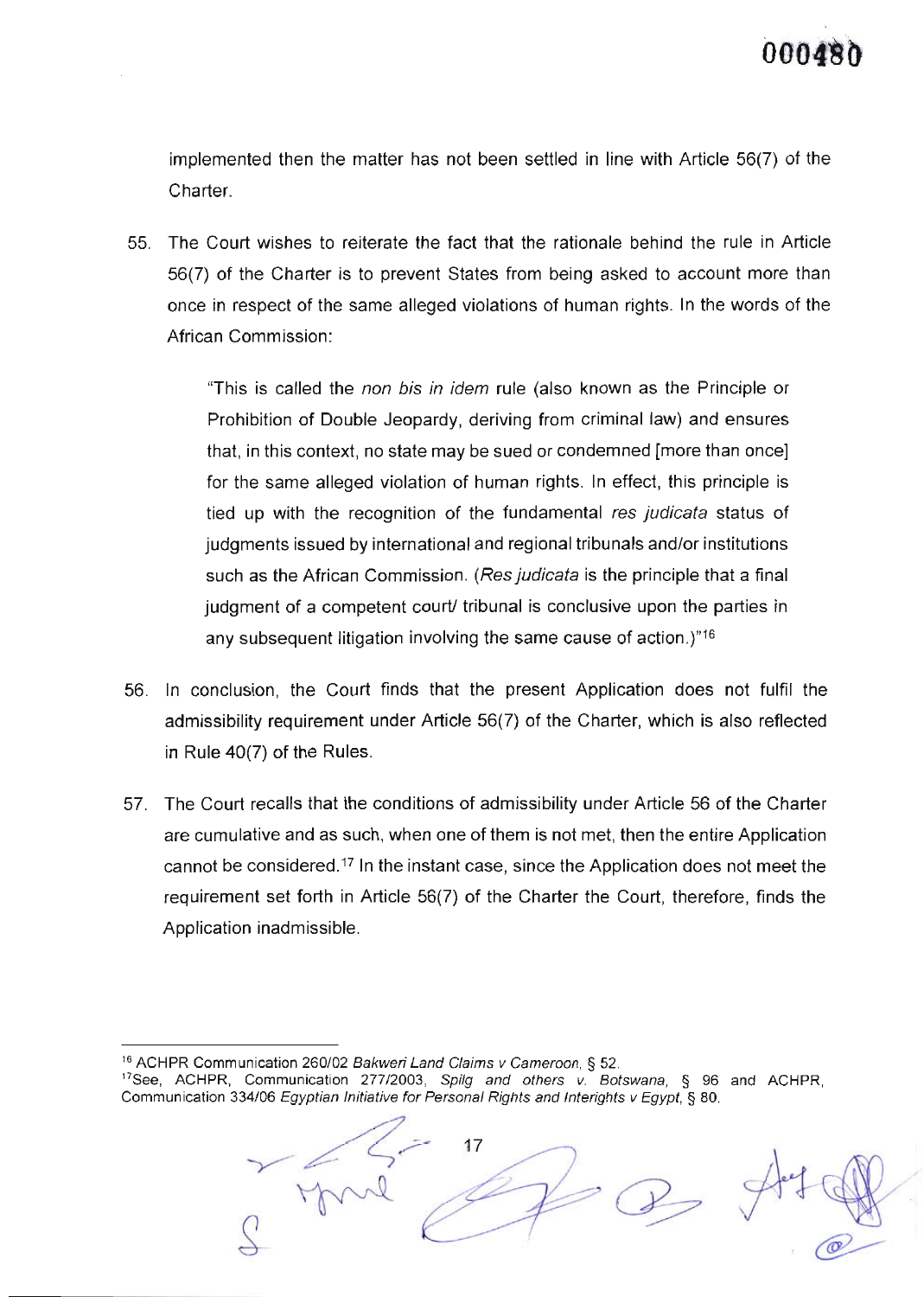implemented then the matter has not been settled in line with Article 56(7) of the Charter.

55. The Court wishes to reiterate the fact that the rationale behind the rule in Article 56(7) of the Charter is to prevent States from being asked to account more than once in respect of the same alleged violations of human rights. In the words of the African Commission:

> "This is called the *non bis in idem* rule (also known as the Principle or Prohibition of Double Jeopardy, deriving from criminal law) and ensures that, in this context, no state may be sued or condemned [more than once] for the same alleged violation of human rights. In effect, this principle is tied up with the recognition of the fundamental *res judicata* status of judgments issued by international and regional tribunals and/or institutions such as the African Commission. (*Res judicata* is the principle that a final judgment of a competent court/ tribunal is conclusive upon the parties in any subsequent litigation involving the same cause of action.)"[16]

56. In conclusion, the Court finds that the present Application does not fulfil the admissibility requirement under Article 56(7) of the Charter, which is also reflected in Rule 40(7) of the Rules.

57. The Court recalls that the conditions of admissibility under Article 56 of the Charter are cumulative and as such, when one of them is not met, then the entire Application cannot be considered.[17] In the instant case, since the Application does not meet the requirement set forth in Article 56(7) of the Charter the Court, therefore, finds the Application inadmissible.

---

[16] ACHPR Communication 260/02 *Bakweri Land Claims v Cameroon*, § 52.

[17] See, ACHPR, Communication 277/2003, *Spilg and others v. Botswana*, § 96 and ACHPR, Communication 334/06 *Egyptian Initiative for Personal Rights and Interights v Egypt*, § 80.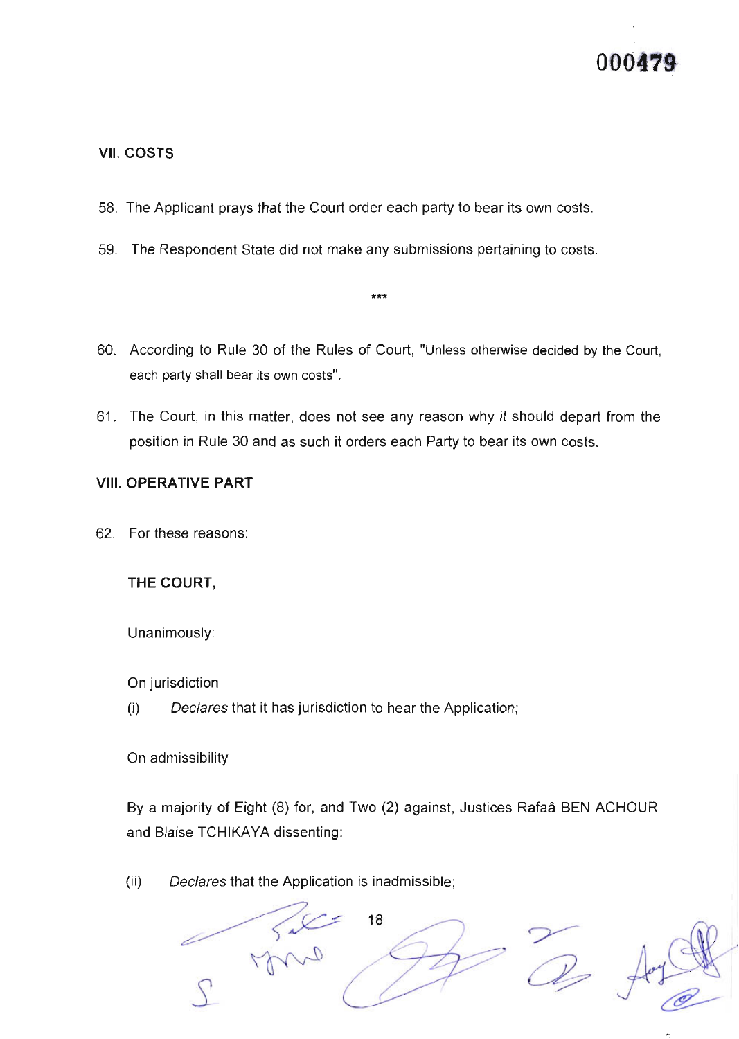## VII. COSTS

58. The Applicant prays that the Court order each party to bear its own costs.

59. The Respondent State did not make any submissions pertaining to costs.

***

60. According to Rule 30 of the Rules of Court, "Unless otherwise decided by the Court, each party shall bear its own costs".

61. The Court, in this matter, does not see any reason why it should depart from the position in Rule 30 and as such it orders each Party to bear its own costs.

## VIII. OPERATIVE PART

62. For these reasons:

**THE COURT,**

Unanimously:

On jurisdiction

(i) *Declares* that it has jurisdiction to hear the Application;

On admissibility

By a majority of Eight (8) for, and Two (2) against, Justices Rafaâ BEN ACHOUR and Blaise TCHIKAYA dissenting:

(ii) *Declares* that the Application is inadmissible;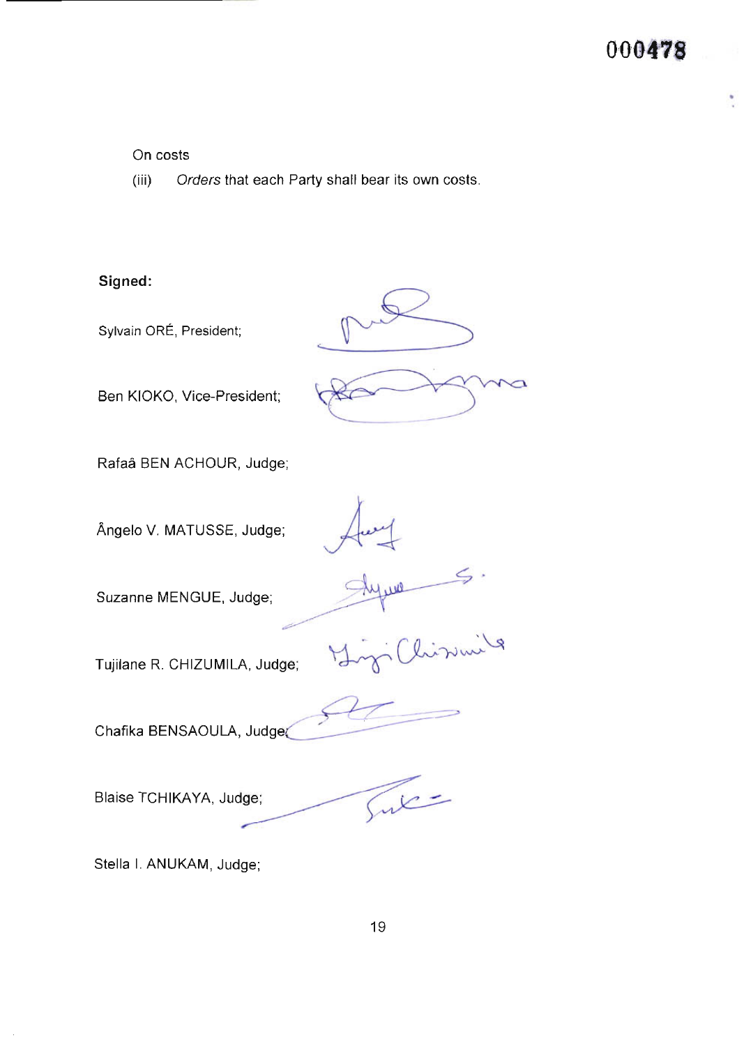On costs

(iii) *Orders* that each Party shall bear its own costs.

**Signed:**

Sylvain ORÉ, President;

Ben KIOKO, Vice-President;

Rafaâ BEN ACHOUR, Judge;

Ângelo V. MATUSSE, Judge;

Suzanne MENGUE, Judge;

Tujilane R. CHIZUMILA, Judge;

Chafika BENSAOULA, Judge;

Blaise TCHIKAYA, Judge;

Stella I. ANUKAM, Judge;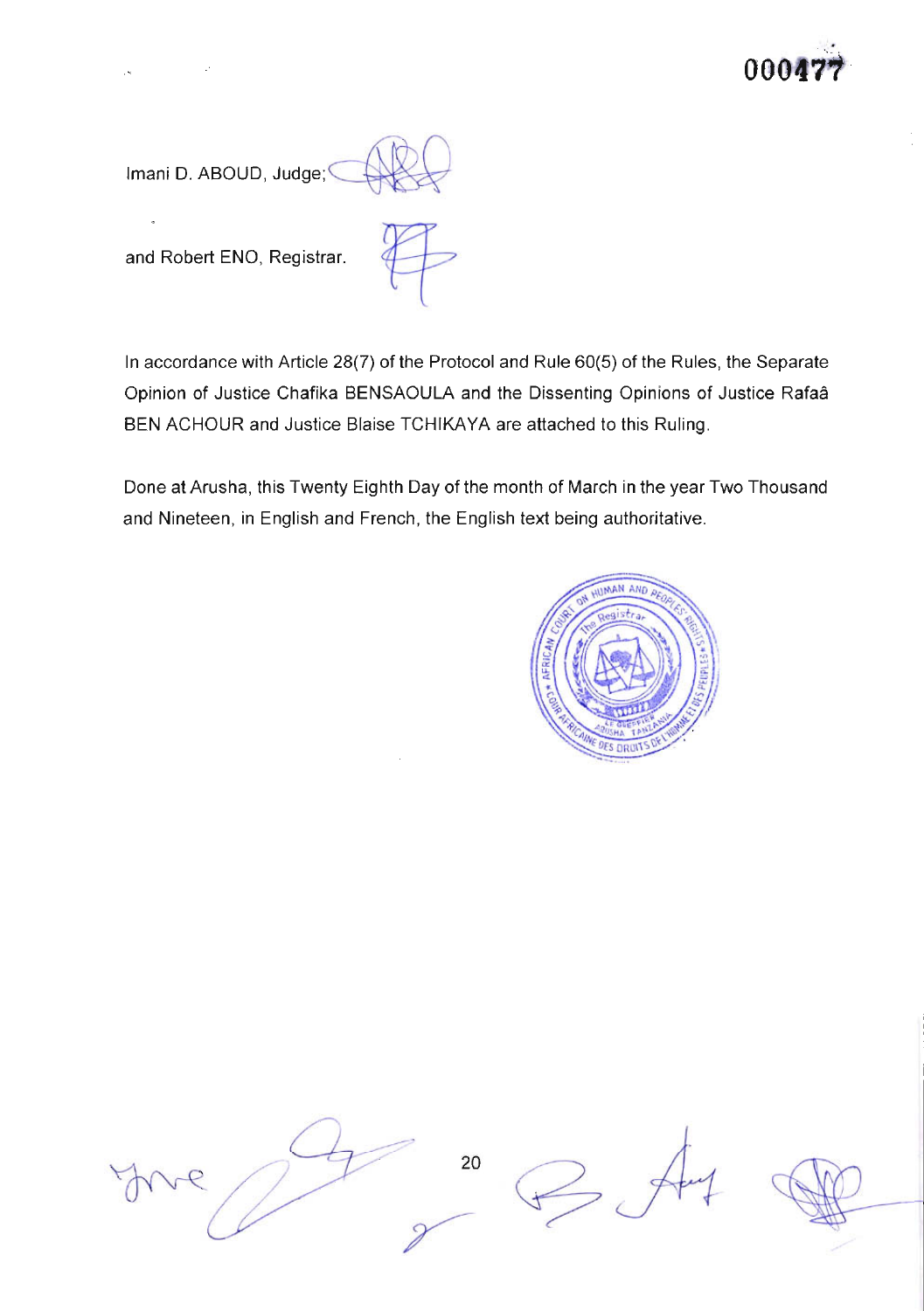Imani D. ABOUD, Judge;

and Robert ENO, Registrar.

In accordance with Article 28(7) of the Protocol and Rule 60(5) of the Rules, the Separate Opinion of Justice Chafika BENSAOULA and the Dissenting Opinions of Justice Rafaâ BEN ACHOUR and Justice Blaise TCHIKAYA are attached to this Ruling.

Done at Arusha, this Twenty Eighth Day of the month of March in the year Two Thousand and Nineteen, in English and French, the English text being authoritative.